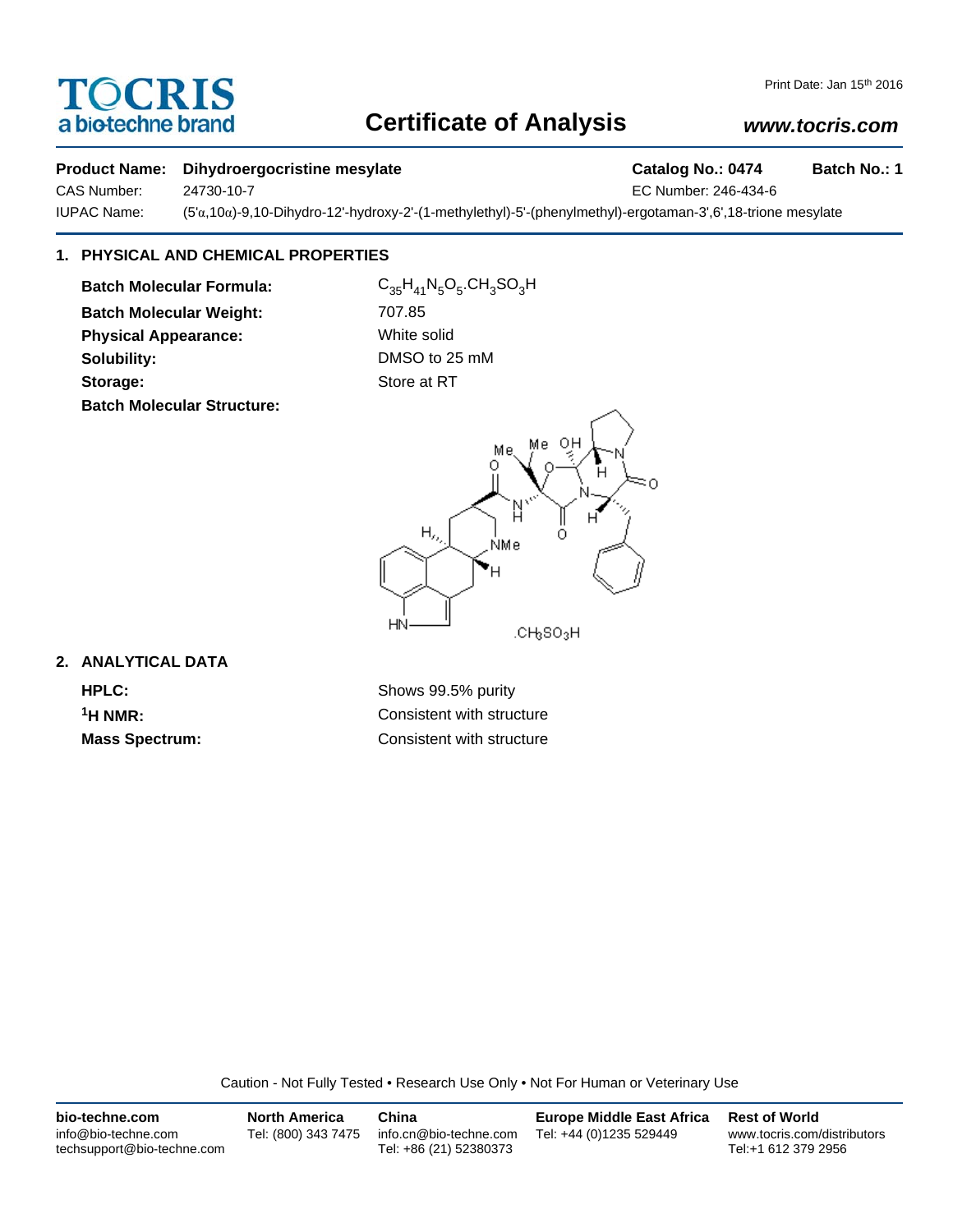# TOCRIS
a biotechne brand

Print Date: Jan 15th 2016

# Certificate of Analysis

**www.tocris.com**

**Product Name:** **Dihydroergocristine mesylate** **Catalog No.: 0474** **Batch No.: 1**

CAS Number: 24730-10-7 EC Number: 246-434-6

IUPAC Name: (5'α,10α)-9,10-Dihydro-12'-hydroxy-2'-(1-methylethyl)-5'-(phenylmethyl)-ergotaman-3',6',18-trione mesylate

## 1. PHYSICAL AND CHEMICAL PROPERTIES

**Batch Molecular Formula:** $C_{35}H_{41}N_5O_5.CH_3SO_3H$

**Batch Molecular Weight:** 707.85

**Physical Appearance:** White solid

**Solubility:** DMSO to 25 mM

**Storage:** Store at RT

**Batch Molecular Structure:**

$.CH_3SO_3H$

## 2. ANALYTICAL DATA

**HPLC:** Shows 99.5% purity

**$^1$H NMR:** Consistent with structure

**Mass Spectrum:** Consistent with structure

Caution - Not Fully Tested • Research Use Only • Not For Human or Veterinary Use

| bio-techne.com | North America | China | Europe Middle East Africa | Rest of World |
|---|---|---|---|---|
| info@bio-techne.com | Tel: (800) 343 7475 | info.cn@bio-techne.com | Tel: +44 (0)1235 529449 | www.tocris.com/distributors |
| techsupport@bio-techne.com | | Tel: +86 (21) 52380373 | | Tel:+1 612 379 2956 |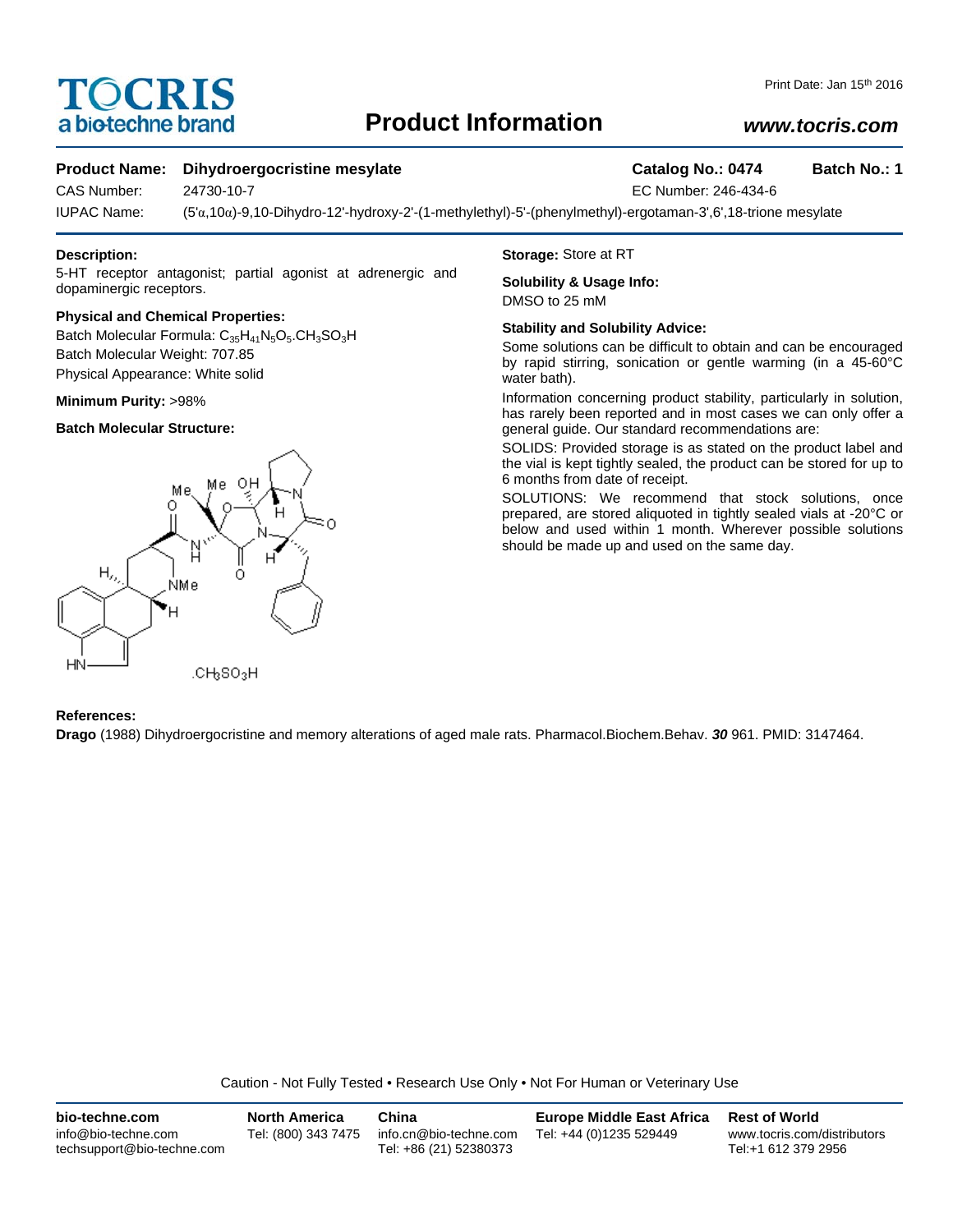# Product Information

www.tocris.com

Print Date: Jan 15th 2016

**Product Name:** Dihydroergocristine mesylate | **Catalog No.: 0474** | **Batch No.: 1**

CAS Number: 24730-10-7

EC Number: 246-434-6

IUPAC Name: (5'α,10α)-9,10-Dihydro-12'-hydroxy-2'-(1-methylethyl)-5'-(phenylmethyl)-ergotaman-3',6',18-trione mesylate

**Description:**
5-HT receptor antagonist; partial agonist at adrenergic and dopaminergic receptors.

**Physical and Chemical Properties:**
Batch Molecular Formula: $C_{35}H_{41}N_5O_5.CH_3SO_3H$
Batch Molecular Weight: 707.85
Physical Appearance: White solid

**Minimum Purity:** >98%

**Batch Molecular Structure:**

Me Me OH O N H O N O N H H O N H H NMe H HN .$CH_3SO_3H$

**Storage:** Store at RT

**Solubility & Usage Info:**
DMSO to 25 mM

**Stability and Solubility Advice:**
Some solutions can be difficult to obtain and can be encouraged by rapid stirring, sonication or gentle warming (in a 45-60°C water bath).

Information concerning product stability, particularly in solution, has rarely been reported and in most cases we can only offer a general guide. Our standard recommendations are:

SOLIDS: Provided storage is as stated on the product label and the vial is kept tightly sealed, the product can be stored for up to 6 months from date of receipt.

SOLUTIONS: We recommend that stock solutions, once prepared, are stored aliquoted in tightly sealed vials at -20°C or below and used within 1 month. Wherever possible solutions should be made up and used on the same day.

**References:**
**Drago** (1988) Dihydroergocristine and memory alterations of aged male rats. Pharmacol.Biochem.Behav. ***30*** 961. PMID: 3147464.

Caution - Not Fully Tested • Research Use Only • Not For Human or Veterinary Use

**bio-techne.com**
info@bio-techne.com
techsupport@bio-techne.com

**North America**
Tel: (800) 343 7475

**China**
info.cn@bio-techne.com
Tel: +86 (21) 52380373

**Europe Middle East Africa**
Tel: +44 (0)1235 529449

**Rest of World**
www.tocris.com/distributors
Tel:+1 612 379 2956